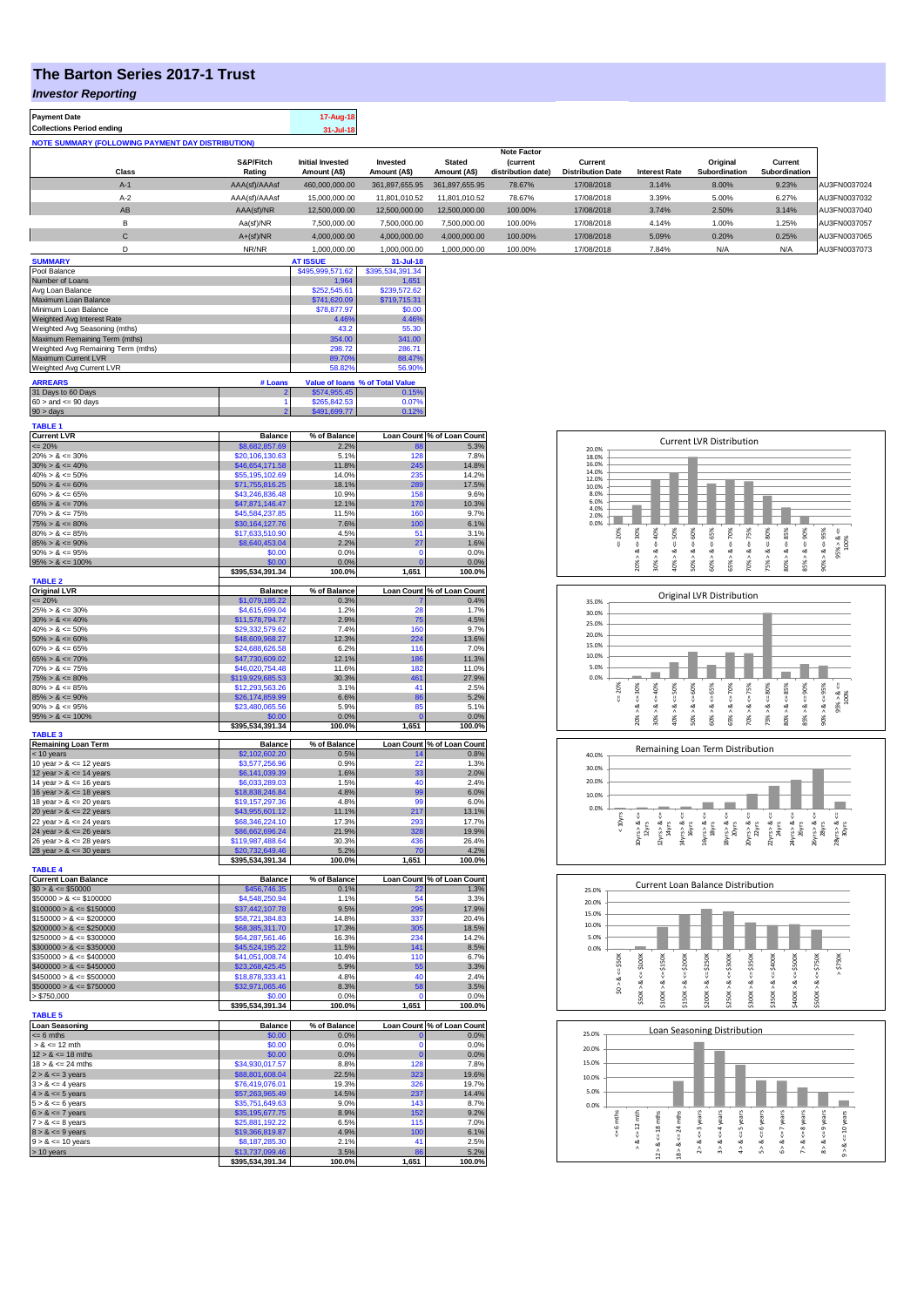# The Barton Series 2017-1 Trust

## *Investor Reporting*

| Payment Date | 17-Aug-18 |
|---|---|
| Collections Period ending | 31-Jul-18 |

**NOTE SUMMARY (FOLLOWING PAYMENT DAY DISTRIBUTION)**

| Class | S&P/Fitch Rating | Initial Invested Amount (A$) | Invested Amount (A$) | Stated Amount (A$) | Note Factor (current distribution date) | Current Distribution Date | Interest Rate | Original Subordination | Current Subordination | |
|---|---|---|---|---|---|---|---|---|---|---|
| A-1 | AAA(sf)/AAAsf | 460,000,000.00 | 361,897,655.95 | 361,897,655.95 | 78.67% | 17/08/2018 | 3.14% | 8.00% | 9.23% | AU3FN0037024 |
| A-2 | AAA(sf)/AAAsf | 15,000,000.00 | 11,801,010.52 | 11,801,010.52 | 78.67% | 17/08/2018 | 3.39% | 5.00% | 6.27% | AU3FN0037032 |
| AB | AAA(sf)/NR | 12,500,000.00 | 12,500,000.00 | 12,500,000.00 | 100.00% | 17/08/2018 | 3.74% | 2.50% | 3.14% | AU3FN0037040 |
| B | Aa(sf)/NR | 7,500,000.00 | 7,500,000.00 | 7,500,000.00 | 100.00% | 17/08/2018 | 4.14% | 1.00% | 1.25% | AU3FN0037057 |
| C | A+(sf)/NR | 4,000,000.00 | 4,000,000.00 | 4,000,000.00 | 100.00% | 17/08/2018 | 5.09% | 0.20% | 0.25% | AU3FN0037065 |
| D | NR/NR | 1,000,000.00 | 1,000,000.00 | 1,000,000.00 | 100.00% | 17/08/2018 | 7.84% | N/A | N/A | AU3FN0037073 |

| SUMMARY | AT ISSUE | 31-Jul-18 |
|---|---|---|
| Pool Balance | $495,999,571.62 | $395,534,391.34 |
| Number of Loans | 1,964 | 1,651 |
| Avg Loan Balance | $252,545.61 | $239,572.62 |
| Maximum Loan Balance | $741,620.09 | $719,715.31 |
| Minimum Loan Balance | $78,877.97 | $0.00 |
| Weighted Avg Interest Rate | 4.46% | 4.46% |
| Weighted Avg Seasoning (mths) | 43.2 | 55.30 |
| Maximum Remaining Term (mths) | 354.00 | 341.00 |
| Weighted Avg Remaining Term (mths) | 298.72 | 286.71 |
| Maximum Current LVR | 89.70% | 88.47% |
| Weighted Avg Current LVR | 58.82% | 56.90% |

| ARREARS | # Loans | Value of loans | % of Total Value |
|---|---|---|---|
| 31 Days to 60 Days | 2 | $574,955.45 | 0.15% |
| 60 > and <= 90 days | 1 | $265,842.53 | 0.07% |
| 90 > days | 2 | $491,699.77 | 0.12% |

**TABLE 1**

| Current LVR | Balance | % of Balance | Loan Count | % of Loan Count |
|---|---|---|---|---|
| <= 20% | $8,682,857.69 | 2.2% | 88 | 5.3% |
| 20% > & <= 30% | $20,106,130.63 | 5.1% | 128 | 7.8% |
| 30% > & <= 40% | $46,654,171.58 | 11.8% | 245 | 14.8% |
| 40% > & <= 50% | $55,195,102.69 | 14.0% | 235 | 14.2% |
| 50% > & <= 60% | $71,755,816.25 | 18.1% | 289 | 17.5% |
| 60% > & <= 65% | $43,246,836.48 | 10.9% | 158 | 9.6% |
| 65% > & <= 70% | $47,871,146.47 | 12.1% | 170 | 10.3% |
| 70% > & <= 75% | $45,584,237.85 | 11.5% | 160 | 9.7% |
| 75% > & <= 80% | $30,164,127.76 | 7.6% | 100 | 6.1% |
| 80% > & <= 85% | $17,633,510.90 | 4.5% | 51 | 3.1% |
| 85% > & <= 90% | $8,640,453.04 | 2.2% | 27 | 1.6% |
| 90% > & <= 95% | $0.00 | 0.0% | 0 | 0.0% |
| 95% > & <= 100% | $0.00 | 0.0% | 0 | 0.0% |
| | $395,534,391.34 | 100.0% | 1,651 | 100.0% |

**TABLE 2**

| Original LVR | Balance | % of Balance | Loan Count | % of Loan Count |
|---|---|---|---|---|
| <= 20% | $1,079,185.22 | 0.3% | 7 | 0.4% |
| 25% > & <= 30% | $4,615,699.04 | 1.2% | 28 | 1.7% |
| 30% > & <= 40% | $11,578,794.77 | 2.9% | 75 | 4.5% |
| 40% > & <= 50% | $29,332,579.62 | 7.4% | 160 | 9.7% |
| 50% > & <= 60% | $48,609,968.27 | 12.3% | 224 | 13.6% |
| 60% > & <= 65% | $24,688,626.58 | 6.2% | 116 | 7.0% |
| 65% > & <= 70% | $47,730,609.02 | 12.1% | 186 | 11.3% |
| 70% > & <= 75% | $46,020,754.48 | 11.6% | 182 | 11.0% |
| 75% > & <= 80% | $119,929,685.53 | 30.3% | 461 | 27.9% |
| 80% > & <= 85% | $12,293,563.26 | 3.1% | 41 | 2.5% |
| 85% > & <= 90% | $26,174,859.99 | 6.6% | 86 | 5.2% |
| 90% > & <= 95% | $23,480,065.56 | 5.9% | 85 | 5.1% |
| 95% > & <= 100% | $0.00 | 0.0% | 0 | 0.0% |
| | $395,534,391.34 | 100.0% | 1,651 | 100.0% |

**TABLE 3**

| Remaining Loan Term | Balance | % of Balance | Loan Count | % of Loan Count |
|---|---|---|---|---|
| < 10 years | $2,102,602.20 | 0.5% | 14 | 0.8% |
| 10 year > & <= 12 years | $3,577,256.96 | 0.9% | 22 | 1.3% |
| 12 year > & <= 14 years | $6,141,039.39 | 1.6% | 33 | 2.0% |
| 14 year > & <= 16 years | $6,033,289.03 | 1.5% | 40 | 2.4% |
| 16 year > & <= 18 years | $18,838,246.84 | 4.8% | 99 | 6.0% |
| 18 year > & <= 20 years | $19,157,297.36 | 4.8% | 99 | 6.0% |
| 20 year > & <= 22 years | $43,955,601.12 | 11.1% | 217 | 13.1% |
| 22 year > & <= 24 years | $68,346,224.10 | 17.3% | 293 | 17.7% |
| 24 year > & <= 26 years | $86,662,696.24 | 21.9% | 328 | 19.9% |
| 26 year > & <= 28 years | $119,987,488.64 | 30.3% | 436 | 26.4% |
| 28 year > & <= 30 years | $20,732,649.46 | 5.2% | 70 | 4.2% |
| | $395,534,391.34 | 100.0% | 1,651 | 100.0% |

**TABLE 4**

| Current Loan Balance | Balance | % of Balance | Loan Count | % of Loan Count |
|---|---|---|---|---|
| $0 > & <= $50000 | $456,746.35 | 0.1% | 22 | 1.3% |
| $50000 > & <= $100000 | $4,548,250.94 | 1.1% | 54 | 3.3% |
| $100000 > & <= $150000 | $37,442,107.78 | 9.5% | 295 | 17.9% |
| $150000 > & <= $200000 | $58,721,384.83 | 14.8% | 337 | 20.4% |
| $200000 > & <= $250000 | $68,385,311.70 | 17.3% | 305 | 18.5% |
| $250000 > & <= $300000 | $64,287,561.46 | 16.3% | 234 | 14.2% |
| $300000 > & <= $350000 | $45,524,195.22 | 11.5% | 141 | 8.5% |
| $350000 > & <= $400000 | $41,051,008.74 | 10.4% | 110 | 6.7% |
| $400000 > & <= $450000 | $23,268,425.45 | 5.9% | 55 | 3.3% |
| $450000 > & <= $500000 | $18,878,333.41 | 4.8% | 40 | 2.4% |
| $500000 > & <= $750000 | $32,971,065.46 | 8.3% | 58 | 3.5% |
| > $750,000 | $0.00 | 0.0% | 0 | 0.0% |
| | $395,534,391.34 | 100.0% | 1,651 | 100.0% |

**TABLE 5**

| Loan Seasoning | Balance | % of Balance | Loan Count | % of Loan Count |
|---|---|---|---|---|
| <= 6 mths | $0.00 | 0.0% | 0 | 0.0% |
| > & <= 12 mth | $0.00 | 0.0% | 0 | 0.0% |
| 12 > & <= 18 mths | $0.00 | 0.0% | 0 | 0.0% |
| 18 > & <= 24 mths | $34,930,017.57 | 8.8% | 128 | 7.8% |
| 2 > & <= 3 years | $88,801,608.04 | 22.5% | 323 | 19.6% |
| 3 > & <= 4 years | $76,419,076.01 | 19.3% | 326 | 19.7% |
| 4 > & <= 5 years | $57,263,965.49 | 14.5% | 237 | 14.4% |
| 5 > & <= 6 years | $35,751,649.63 | 9.0% | 143 | 8.7% |
| 6 > & <= 7 years | $35,195,677.75 | 8.9% | 152 | 9.2% |
| 7 > & <= 8 years | $25,881,192.22 | 6.5% | 115 | 7.0% |
| 8 > & <= 9 years | $19,366,819.87 | 4.9% | 100 | 6.1% |
| 9 > & <= 10 years | $8,187,285.30 | 2.1% | 41 | 2.5% |
| > 10 years | $13,737,099.46 | 3.5% | 86 | 5.2% |
| | $395,534,391.34 | 100.0% | 1,651 | 100.0% |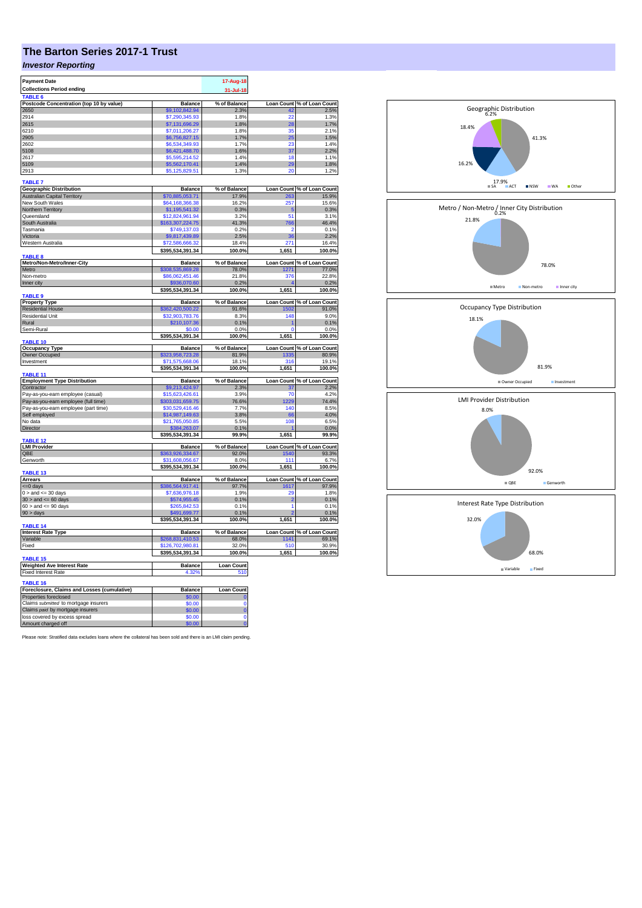# The Barton Series 2017-1 Trust

***Investor Reporting***

| Payment Date | | 17-Aug-18 |
|---|---|---|
| Collections Period ending | | 31-Jul-18 |

**TABLE 6**

| Postcode Concentration (top 10 by value) | Balance | % of Balance | Loan Count | % of Loan Count |
|---|---|---|---|---|
| 2650 | $9,102,842.94 | 2.3% | 42 | 2.5% |
| 2914 | $7,290,345.93 | 1.8% | 22 | 1.3% |
| 2615 | $7,131,696.29 | 1.8% | 28 | 1.7% |
| 6210 | $7,011,206.27 | 1.8% | 35 | 2.1% |
| 2905 | $6,756,827.15 | 1.7% | 25 | 1.5% |
| 2602 | $6,534,349.93 | 1.7% | 23 | 1.4% |
| 5108 | $6,421,488.70 | 1.6% | 37 | 2.2% |
| 2617 | $5,595,214.52 | 1.4% | 18 | 1.1% |
| 5109 | $5,562,170.41 | 1.4% | 29 | 1.8% |
| 2913 | $5,125,829.51 | 1.3% | 20 | 1.2% |

**TABLE 7**

| Geographic Distribution | Balance | % of Balance | Loan Count | % of Loan Count |
|---|---|---|---|---|
| Australian Capital Territory | $70,885,053.71 | 17.9% | 263 | 15.9% |
| New South Wales | $64,168,366.38 | 16.2% | 257 | 15.6% |
| Northern Territory | $1,195,541.32 | 0.3% | 5 | 0.3% |
| Queensland | $12,824,961.94 | 3.2% | 51 | 3.1% |
| South Australia | $163,307,224.75 | 41.3% | 766 | 46.4% |
| Tasmania | $749,137.03 | 0.2% | 2 | 0.1% |
| Victoria | $9,817,439.89 | 2.5% | 36 | 2.2% |
| Western Australia | $72,586,666.32 | 18.4% | 271 | 16.4% |
| | $395,534,391.34 | 100.0% | 1,651 | 100.0% |

**TABLE 8**

| Metro/Non-Metro/Inner-City | Balance | % of Balance | Loan Count | % of Loan Count |
|---|---|---|---|---|
| Metro | $308,535,869.28 | 78.0% | 1271 | 77.0% |
| Non-metro | $86,062,451.46 | 21.8% | 376 | 22.8% |
| Inner city | $936,070.60 | 0.2% | 4 | 0.2% |
| | $395,534,391.34 | 100.0% | 1,651 | 100.0% |

**TABLE 9**

| Property Type | Balance | % of Balance | Loan Count | % of Loan Count |
|---|---|---|---|---|
| Residential House | $362,420,500.22 | 91.6% | 1502 | 91.0% |
| Residential Unit | $32,903,783.76 | 8.3% | 148 | 9.0% |
| Rural | $210,107.36 | 0.1% | 1 | 0.1% |
| Semi-Rural | $0.00 | 0.0% | 0 | 0.0% |
| | $395,534,391.34 | 100.0% | 1,651 | 100.0% |

**TABLE 10**

| Occupancy Type | Balance | % of Balance | Loan Count | % of Loan Count |
|---|---|---|---|---|
| Owner Occupied | $323,958,723.28 | 81.9% | 1335 | 80.9% |
| Investment | $71,575,668.06 | 18.1% | 316 | 19.1% |
| | $395,534,391.34 | 100.0% | 1,651 | 100.0% |

**TABLE 11**

| Employment Type Distribution | Balance | % of Balance | Loan Count | % of Loan Count |
|---|---|---|---|---|
| Contractor | $9,213,424.97 | 2.3% | 37 | 2.2% |
| Pay-as-you-earn employee (casual) | $15,623,426.61 | 3.9% | 70 | 4.2% |
| Pay-as-you-earn employee (full time) | $303,031,659.75 | 76.6% | 1229 | 74.4% |
| Pay-as-you-earn employee (part time) | $30,529,416.46 | 7.7% | 140 | 8.5% |
| Self employed | $14,987,149.63 | 3.8% | 66 | 4.0% |
| No data | $21,765,050.85 | 5.5% | 108 | 6.5% |
| Director | $384,263.07 | 0.1% | 1 | 0.0% |
| | $395,534,391.34 | 99.9% | 1,651 | 99.9% |

**TABLE 12**

| LMI Provider | Balance | % of Balance | Loan Count | % of Loan Count |
|---|---|---|---|---|
| QBE | $363,926,334.67 | 92.0% | 1540 | 93.3% |
| Genworth | $31,608,056.67 | 8.0% | 111 | 6.7% |
| | $395,534,391.34 | 100.0% | 1,651 | 100.0% |

**TABLE 13**

| Arrears | Balance | % of Balance | Loan Count | % of Loan Count |
|---|---|---|---|---|
| <=0 days | $386,564,917.41 | 97.7% | 1617 | 97.9% |
| 0 > and <= 30 days | $7,636,976.18 | 1.9% | 29 | 1.8% |
| 30 > and <= 60 days | $574,955.45 | 0.1% | 2 | 0.1% |
| 60 > and <= 90 days | $265,842.53 | 0.1% | 1 | 0.1% |
| 90 > days | $491,699.77 | 0.1% | 2 | 0.1% |
| | $395,534,391.34 | 100.0% | 1,651 | 100.0% |

**TABLE 14**

| Interest Rate Type | Balance | % of Balance | Loan Count | % of Loan Count |
|---|---|---|---|---|
| Variable | $268,831,410.53 | 68.0% | 1141 | 69.1% |
| Fixed | $126,702,980.81 | 32.0% | 510 | 30.9% |
| | $395,534,391.34 | 100.0% | 1,651 | 100.0% |

**TABLE 15**

| Weighted Ave Interest Rate | Balance | Loan Count |
|---|---|---|
| Fixed Interest Rate | 4.32% | 510 |

**TABLE 16**

| Foreclosure, Claims and Losses (cumulative) | Balance | Loan Count |
|---|---|---|
| Properties foreclosed | $0.00 | 0 |
| Claims *submitted* to mortgage insurers | $0.00 | 0 |
| Claims *paid* by mortgage insurers | $0.00 | 0 |
| loss covered by excess spread | $0.00 | 0 |
| Amount charged off | $0.00 | 0 |

Please note: Stratified data excludes loans where the collateral has been sold and there is an LMI claim pending.

Geographic Distribution: SA 41.3%, ACT 17.9%, NSW 16.2%, WA 18.4%, Other 6.2%

Metro / Non-Metro / Inner City Distribution: Metro 78.0%, Non-metro 21.8%, Inner city 0.2%

Occupancy Type Distribution: Owner Occupied 81.9%, Investment 18.1%

LMI Provider Distribution: QBE 92.0%, Genworth 8.0%

Interest Rate Type Distribution: Variable 68.0%, Fixed 32.0%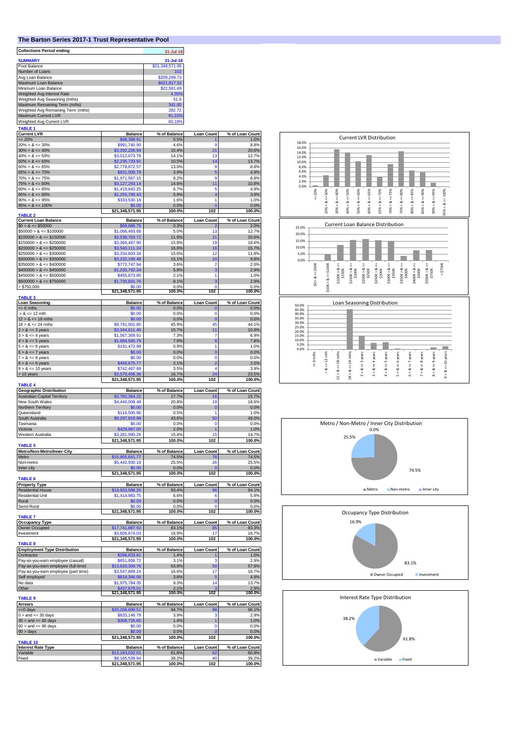# The Barton Series 2017-1 Trust Representative Pool

| Collections Period ending | 31-Jul-18 |
|---|---|

| SUMMARY | 31-Jul-18 |
|---|---|
| Pool Balance | $21,348,571.95 |
| Number of Loans | 102 |
| Avg Loan Balance | $209,299.73 |
| Maximum Loan Balance | $621,817.32 |
| Minimum Loan Balance | $22,581.69 |
| Weighted Avg Interest Rate | 4.35% |
| Weighted Avg Seasoning (mths) | 51.6 |
| Maximum Remaining Term (mths) | 341.00 |
| Weighted Avg Remaining Term (mths) | 282.72 |
| Maximum Current LVR | 91.22% |
| Weighted Avg Current LVR | 60.18% |

TABLE 1

| Current LVR | Balance | % of Balance | Loan Count | % of Loan Count |
|---|---|---|---|---|
| <= 20% | $98,398.91 | 0.5% | 1 | 1.0% |
| 20% > & <= 30% | $991,740.90 | 4.6% | 9 | 8.8% |
| 30% > & <= 40% | $3,292,226.94 | 15.4% | 21 | 20.6% |
| 40% > & <= 50% | $3,012,073.78 | 14.1% | 13 | 12.7% |
| 50% > & <= 60% | $2,235,733.91 | 10.5% | 14 | 13.7% |
| 60% > & <= 65% | $2,778,872.57 | 13.0% | 9 | 8.8% |
| 65% > & <= 70% | $831,500.79 | 3.9% | 5 | 4.9% |
| 70% > & <= 75% | $1,971,567.15 | 9.2% | 9 | 8.8% |
| 75% > & <= 80% | $3,127,293.14 | 14.6% | 11 | 10.8% |
| 80% > & <= 85% | $1,419,843.25 | 6.7% | 5 | 4.9% |
| 85% > & <= 90% | $1,255,790.43 | 5.9% | 4 | 3.9% |
| 90% > & <= 95% | $333,530.18 | 1.6% | 1 | 1.0% |
| 95% > & <= 100% | $0.00 | 0.0% | 0 | 0.0% |
| | $21,348,571.95 | 100.0% | 102 | 100.0% |

Current LVR Distribution

18.0%
16.0%
14.0%
12.0%
10.0%
8.0%
6.0%
4.0%
2.0%
0.0%

<= 20%
20% > & <= 30%
30% > & <= 40%
40% > & <= 50%
50% > & <= 60%
60% > & <= 65%
65% > & <= 70%
70% > & <= 75%
75% > & <= 80%
80% > & <= 85%
85% > & <= 90%
90% > & <= 95%
95% > & <= 100%

TABLE 2

| Current Loan Balance | Balance | % of Balance | Loan Count | % of Loan Count |
|---|---|---|---|---|
| $0 > & <= $50000 | $69,686.75 | 0.3% | 2 | 2.0% |
| $50000 > & <= $100000 | $1,066,493.68 | 5.0% | 13 | 12.7% |
| $100000 > & <= $150000 | $2,538,763.72 | 11.9% | 21 | 20.6% |
| $150000 > & <= $200000 | $3,366,497.90 | 15.8% | 19 | 18.6% |
| $200000 > & <= $250000 | $3,540,111.24 | 16.6% | 16 | 15.7% |
| $250000 > & <= $300000 | $3,334,603.34 | 15.6% | 12 | 11.8% |
| $300000 > & <= $350000 | $3,232,169.48 | 15.1% | 10 | 9.8% |
| $350000 > & <= $400000 | $772,747.94 | 3.6% | 2 | 2.0% |
| $400000 > & <= $450000 | $1,235,792.34 | 5.8% | 3 | 2.9% |
| $450000 > & <= $500000 | $455,873.80 | 2.1% | 1 | 1.0% |
| $500000 > & <= $750000 | $1,735,831.76 | 8.1% | 3 | 2.9% |
| > $750,000 | $0.00 | 0.0% | 0 | 0.0% |
| | $21,348,571.95 | 100.0% | 102 | 100.0% |

Current Loan Balance Distribution

25.0%
20.0%
15.0%
10.0%
5.0%
0.0%

$0 > & <= $50K
$50K > & <= $100K
$100K > & <= $150K
$150K > & <= $200K
$200K > & <= $250K
$250K > & <= $300K
$300K > & <= $350K
$350K > & <= $400K
$400K > & <= $500K
$500K > & <= $750K
> $750K

TABLE 3

| Loan Seasoning | Balance | % of Balance | Loan Count | % of Loan Count |
|---|---|---|---|---|
| <= 6 mths | $0.00 | 0.0% | 0 | 0.0% |
| > & <= 12 mth | $0.00 | 0.0% | 0 | 0.0% |
| 12 > & <= 18 mths | $0.00 | 0.0% | 0 | 0.0% |
| 18 > & <= 24 mths | $9,791,001.85 | 45.9% | 45 | 44.1% |
| 2 > & <= 3 years | $3,344,611.40 | 15.7% | 11 | 10.8% |
| 3 > & <= 4 years | $1,567,369.91 | 7.3% | 7 | 6.9% |
| 4 > & <= 5 years | $1,684,565.79 | 7.9% | 8 | 7.8% |
| 5 > & <= 6 years | $191,472.98 | 0.9% | 1 | 1.0% |
| 6 > & <= 7 years | $0.00 | 0.0% | 0 | 0.0% |
| 7 > & <= 8 years | $0.00 | 0.0% | 0 | 0.0% |
| 8 > & <= 9 years | $456,675.77 | 2.1% | 2 | 2.0% |
| 9 > & <= 10 years | $742,467.89 | 3.5% | 4 | 3.9% |
| > 10 years | $3,570,406.36 | 16.7% | 24 | 23.5% |
| | $21,348,571.95 | 100.0% | 102 | 100.0% |

Loan Seasoning Distribution

50.0%
45.0%
40.0%
35.0%
30.0%
25.0%
20.0%
15.0%
10.0%
5.0%
0.0%

<= 6 mths
> & <= 12 mth
12 > & <= 18 mths
18 > & <= 24 mths
2 > & <= 3 years
3 > & <= 4 years
4 > & <= 5 years
5 > & <= 6 years
6 > & <= 7 years
7 > & <= 8 years
8 > & <= 9 years
9 > & <= 10 years

TABLE 4

| Geographic Distribution | Balance | % of Balance | Loan Count | % of Loan Count |
|---|---|---|---|---|
| Australian Capital Territory | $3,782,364.22 | 17.7% | 16 | 15.7% |
| New South Wales | $4,440,009.48 | 20.8% | 19 | 18.6% |
| Northern Territory | $0.00 | 0.0% | 0 | 0.0% |
| Queensland | $116,500.96 | 0.5% | 1 | 1.0% |
| South Australia | $9,297,819.98 | 43.6% | 50 | 49.0% |
| Tasmania | $0.00 | 0.0% | 0 | 0.0% |
| Victoria | $429,887.05 | 2.0% | 1 | 1.0% |
| Western Australia | $3,281,990.26 | 15.4% | 15 | 14.7% |
| | $21,348,571.95 | 100.0% | 102 | 100.0% |

TABLE 5

| Metro/Non-Metro/Inner-City | Balance | % of Balance | Loan Count | % of Loan Count |
|---|---|---|---|---|
| Metro | $15,905,641.77 | 74.5% | 76 | 74.5% |
| Non-metro | $5,442,930.18 | 25.5% | 26 | 25.5% |
| Inner city | $0.00 | 0.0% | 0 | 0.0% |
| | $21,348,571.95 | 100.0% | 102 | 100.0% |

Metro / Non-Metro / Inner City Distribution

0.0%
25.5%
74.5%

Metro
Non-metro
Inner city

TABLE 6

| Property Type | Balance | % of Balance | Loan Count | % of Loan Count |
|---|---|---|---|---|
| Residential House | $19,933,588.20 | 93.4% | 96 | 94.1% |
| Residential Unit | $1,414,983.75 | 6.6% | 6 | 5.9% |
| Rural | $0.00 | 0.0% | 0 | 0.0% |
| Semi-Rural | $0.00 | 0.0% | 0 | 0.0% |
| | $21,348,571.95 | 100.0% | 102 | 100.0% |

TABLE 7

| Occupancy Type | Balance | % of Balance | Loan Count | % of Loan Count |
|---|---|---|---|---|
| Owner Occupied | $17,741,897.92 | 83.1% | 85 | 83.3% |
| Investment | $3,606,674.03 | 16.9% | 17 | 16.7% |
| | $21,348,571.95 | 100.0% | 102 | 100.0% |

Occupancy Type Distribution

16.9%
83.1%

Owner Occupied
Investment

TABLE 8

| Employment Type Distribution | Balance | % of Balance | Loan Count | % of Loan Count |
|---|---|---|---|---|
| Contractor | $296,633.81 | 1.4% | 1 | 1.0% |
| Pay-as-you-earn employee (casual) | $651,958.72 | 3.1% | 3 | 2.9% |
| Pay-as-you-earn employee (full time) | $13,620,300.76 | 63.8% | 59 | 57.8% |
| Pay-as-you-earn employee (part time) | $3,547,869.24 | 16.6% | 17 | 16.7% |
| Self employed | $818,346.06 | 3.8% | 5 | 4.9% |
| No data | $1,975,784.35 | 9.3% | 14 | 13.7% |
| Other | $437,679.01 | 2.1% | 3 | 2.9% |
| | $21,348,571.95 | 100.0% | 102 | 100.0% |

TABLE 9

| Arrears | Balance | % of Balance | Loan Count | % of Loan Count |
|---|---|---|---|---|
| <=0 days | $20,206,699.51 | 94.7% | 98 | 96.1% |
| 0 > and <= 30 days | $833,146.79 | 3.9% | 3 | 2.9% |
| 30 > and <= 60 days | $308,725.65 | 1.4% | 1 | 1.0% |
| 60 > and <= 90 days | $0.00 | 0.0% | 0 | 0.0% |
| 90 > days | $0.00 | 0.0% | 0 | 0.0% |
| | $21,348,571.95 | 100.0% | 102 | 100.0% |

TABLE 10

| Interest Rate Type | Balance | % of Balance | Loan Count | % of Loan Count |
|---|---|---|---|---|
| Variable | $13,183,032.01 | 61.8% | 62 | 60.8% |
| Fixed | $8,165,539.94 | 38.2% | 40 | 39.2% |
| | $21,348,571.95 | 100.0% | 102 | 100.0% |

Interest Rate Type Distribution

38.2%
61.8%

Variable
Fixed